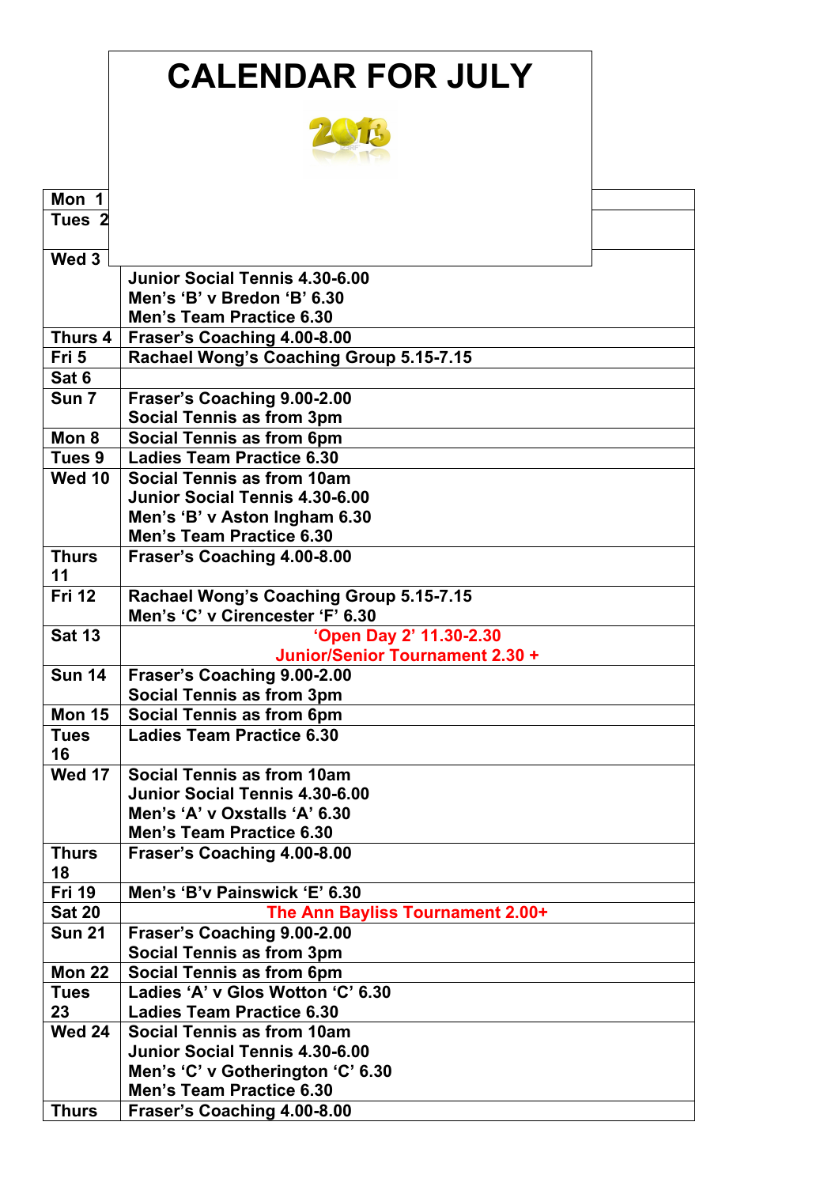# CALENDAR FOR JULY

2013

| | |
|---|---|
| **Mon 1** | |
| **Tues 2** | |
| **Wed 3** | **Junior Social Tennis 4.30-6.00**<br>**Men's 'B' v Bredon 'B' 6.30**<br>**Men's Team Practice 6.30** |
| **Thurs 4** | **Fraser's Coaching 4.00-8.00** |
| **Fri 5** | **Rachael Wong's Coaching Group 5.15-7.15** |
| **Sat 6** | |
| **Sun 7** | **Fraser's Coaching 9.00-2.00**<br>**Social Tennis as from 3pm** |
| **Mon 8** | **Social Tennis as from 6pm** |
| **Tues 9** | **Ladies Team Practice 6.30** |
| **Wed 10** | **Social Tennis as from 10am**<br>**Junior Social Tennis 4.30-6.00**<br>**Men's 'B' v Aston Ingham 6.30**<br>**Men's Team Practice 6.30** |
| **Thurs 11** | **Fraser's Coaching 4.00-8.00** |
| **Fri 12** | **Rachael Wong's Coaching Group 5.15-7.15**<br>**Men's 'C' v Cirencester 'F' 6.30** |
| **Sat 13** | **'Open Day 2' 11.30-2.30**<br>**Junior/Senior Tournament 2.30 +** |
| **Sun 14** | **Fraser's Coaching 9.00-2.00**<br>**Social Tennis as from 3pm** |
| **Mon 15** | **Social Tennis as from 6pm** |
| **Tues 16** | **Ladies Team Practice 6.30** |
| **Wed 17** | **Social Tennis as from 10am**<br>**Junior Social Tennis 4.30-6.00**<br>**Men's 'A' v Oxstalls 'A' 6.30**<br>**Men's Team Practice 6.30** |
| **Thurs 18** | **Fraser's Coaching 4.00-8.00** |
| **Fri 19** | **Men's 'B'v Painswick 'E' 6.30** |
| **Sat 20** | **The Ann Bayliss Tournament 2.00+** |
| **Sun 21** | **Fraser's Coaching 9.00-2.00**<br>**Social Tennis as from 3pm** |
| **Mon 22** | **Social Tennis as from 6pm** |
| **Tues 23** | **Ladies 'A' v Glos Wotton 'C' 6.30**<br>**Ladies Team Practice 6.30** |
| **Wed 24** | **Social Tennis as from 10am**<br>**Junior Social Tennis 4.30-6.00**<br>**Men's 'C' v Gotherington 'C' 6.30**<br>**Men's Team Practice 6.30** |
| **Thurs** | **Fraser's Coaching 4.00-8.00** |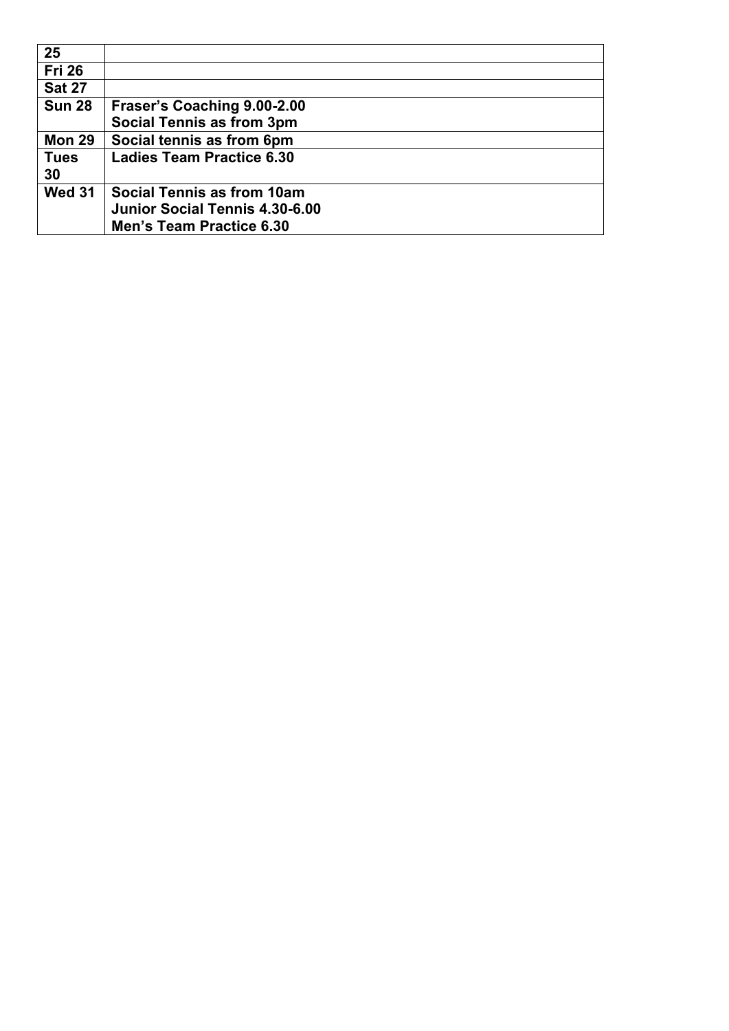| | |
|---|---|
| **25** | |
| **Fri 26** | |
| **Sat 27** | |
| **Sun 28** | **Fraser's Coaching 9.00-2.00**<br>**Social Tennis as from 3pm** |
| **Mon 29** | **Social tennis as from 6pm** |
| **Tues 30** | **Ladies Team Practice 6.30** |
| **Wed 31** | **Social Tennis as from 10am**<br>**Junior Social Tennis 4.30-6.00**<br>**Men's Team Practice 6.30** |